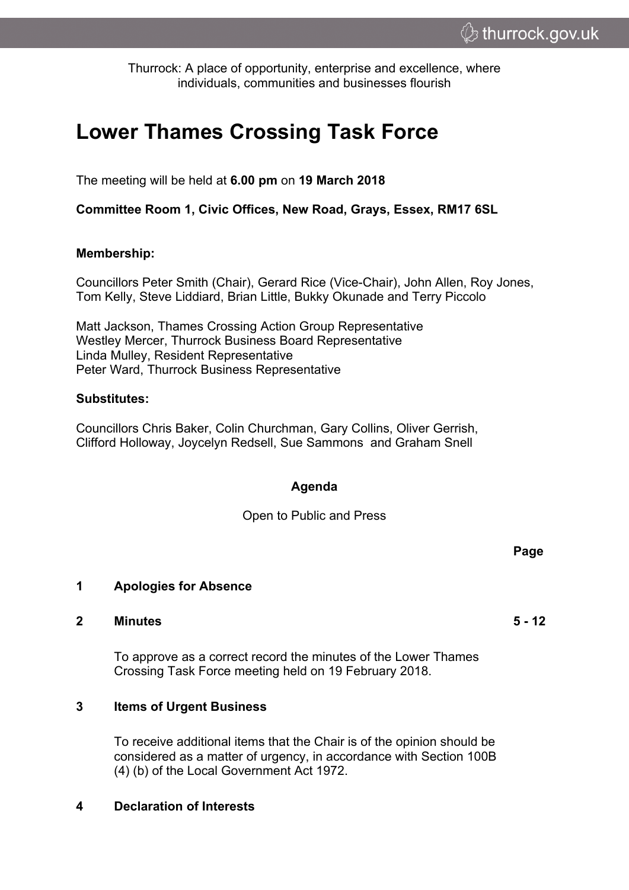Thurrock: A place of opportunity, enterprise and excellence, where individuals, communities and businesses flourish

# Lower Thames Crossing Task Force

The meeting will be held at **6.00 pm** on **19 March 2018**

**Committee Room 1, Civic Offices, New Road, Grays, Essex, RM17 6SL**

**Membership:**

Councillors Peter Smith (Chair), Gerard Rice (Vice-Chair), John Allen, Roy Jones, Tom Kelly, Steve Liddiard, Brian Little, Bukky Okunade and Terry Piccolo

Matt Jackson, Thames Crossing Action Group Representative
Westley Mercer, Thurrock Business Board Representative
Linda Mulley, Resident Representative
Peter Ward, Thurrock Business Representative

**Substitutes:**

Councillors Chris Baker, Colin Churchman, Gary Collins, Oliver Gerrish, Clifford Holloway, Joycelyn Redsell, Sue Sammons and Graham Snell

## Agenda

Open to Public and Press

| | | **Page** |
|---|---|---|
| **1** | **Apologies for Absence** | |
| **2** | **Minutes**<br><br>To approve as a correct record the minutes of the Lower Thames Crossing Task Force meeting held on 19 February 2018. | **5 - 12** |
| **3** | **Items of Urgent Business**<br><br>To receive additional items that the Chair is of the opinion should be considered as a matter of urgency, in accordance with Section 100B (4) (b) of the Local Government Act 1972. | |
| **4** | **Declaration of Interests** | |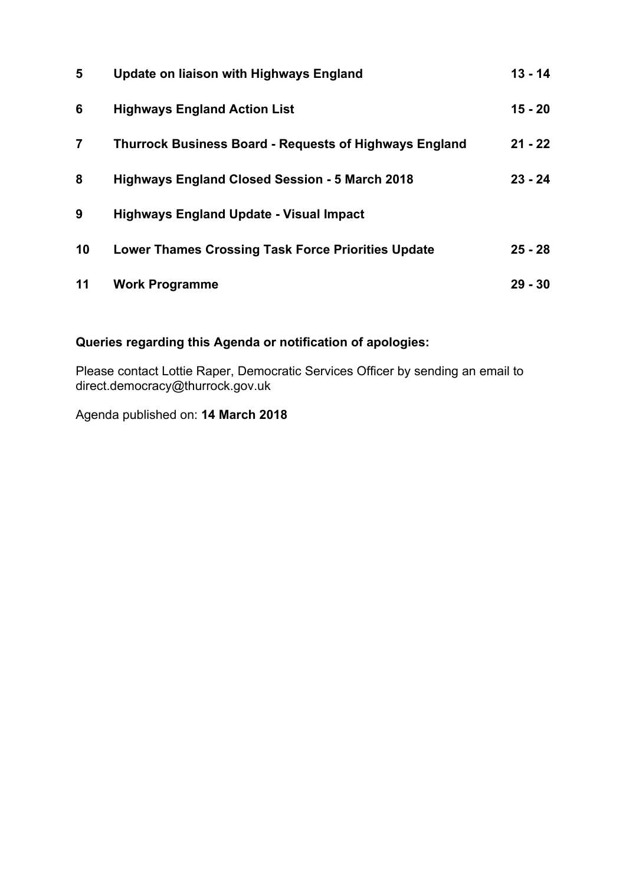| | | |
|---|---|---|
| **5** | **Update on liaison with Highways England** | **13 - 14** |
| **6** | **Highways England Action List** | **15 - 20** |
| **7** | **Thurrock Business Board - Requests of Highways England** | **21 - 22** |
| **8** | **Highways England Closed Session - 5 March 2018** | **23 - 24** |
| **9** | **Highways England Update - Visual Impact** | |
| **10** | **Lower Thames Crossing Task Force Priorities Update** | **25 - 28** |
| **11** | **Work Programme** | **29 - 30** |

**Queries regarding this Agenda or notification of apologies:**

Please contact Lottie Raper, Democratic Services Officer by sending an email to direct.democracy@thurrock.gov.uk

Agenda published on: **14 March 2018**